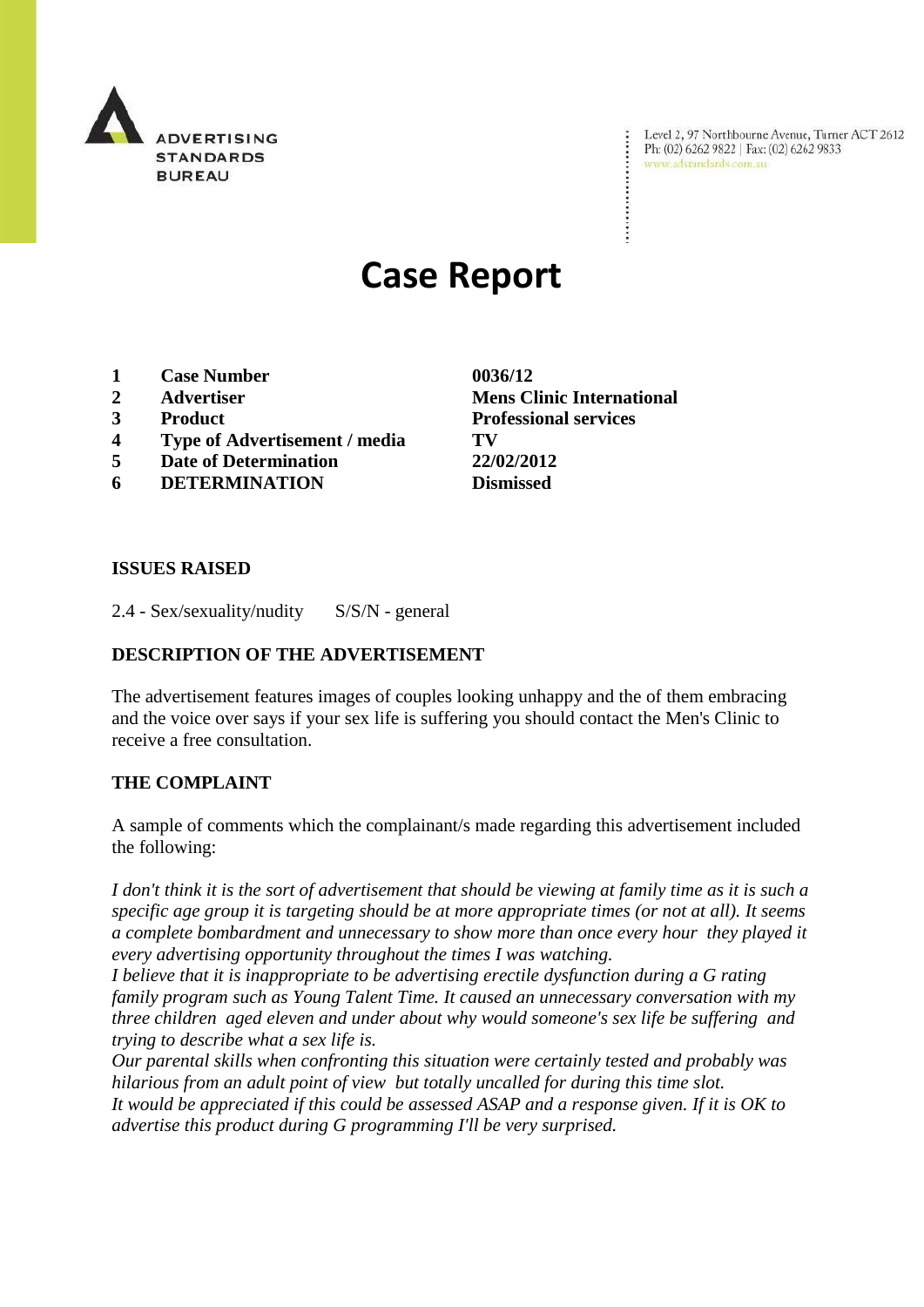ADVERTISING STANDARDS BUREAU

Level 2, 97 Northbourne Avenue, Turner ACT 2612
Ph: (02) 6262 9822 | Fax: (02) 6262 9833
www.adstandards.com.au

# Case Report

| | | |
|---|---|---|
| 1 | **Case Number** | **0036/12** |
| 2 | **Advertiser** | **Mens Clinic International** |
| 3 | **Product** | **Professional services** |
| 4 | **Type of Advertisement / media** | **TV** |
| 5 | **Date of Determination** | **22/02/2012** |
| 6 | **DETERMINATION** | **Dismissed** |

## ISSUES RAISED

2.4 - Sex/sexuality/nudity S/S/N - general

## DESCRIPTION OF THE ADVERTISEMENT

The advertisement features images of couples looking unhappy and the of them embracing and the voice over says if your sex life is suffering you should contact the Men's Clinic to receive a free consultation.

## THE COMPLAINT

A sample of comments which the complainant/s made regarding this advertisement included the following:

*I don't think it is the sort of advertisement that should be viewing at family time as it is such a specific age group it is targeting should be at more appropriate times (or not at all). It seems a complete bombardment and unnecessary to show more than once every hour they played it every advertising opportunity throughout the times I was watching.*
*I believe that it is inappropriate to be advertising erectile dysfunction during a G rating family program such as Young Talent Time. It caused an unnecessary conversation with my three children aged eleven and under about why would someone's sex life be suffering and trying to describe what a sex life is.*
*Our parental skills when confronting this situation were certainly tested and probably was hilarious from an adult point of view but totally uncalled for during this time slot.*
*It would be appreciated if this could be assessed ASAP and a response given. If it is OK to advertise this product during G programming I'll be very surprised.*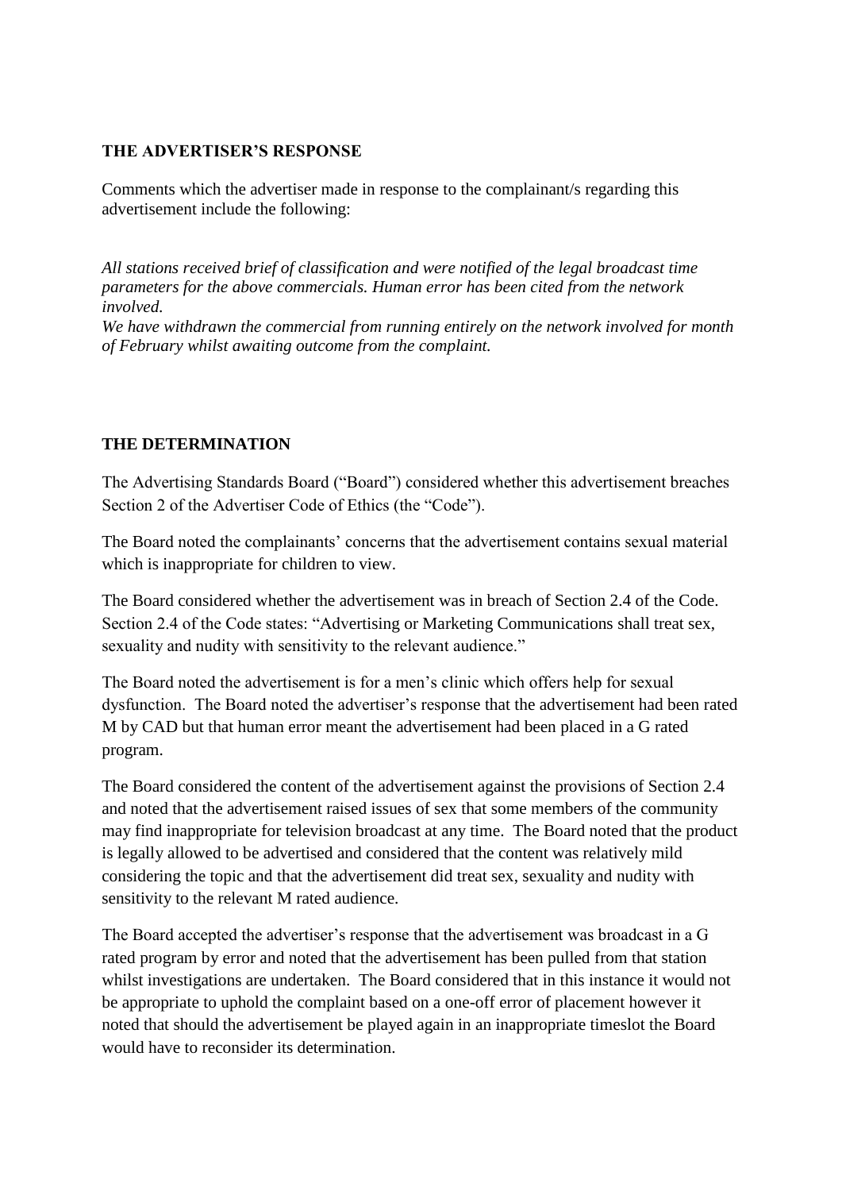**THE ADVERTISER'S RESPONSE**

Comments which the advertiser made in response to the complainant/s regarding this advertisement include the following:

*All stations received brief of classification and were notified of the legal broadcast time parameters for the above commercials. Human error has been cited from the network involved.*
*We have withdrawn the commercial from running entirely on the network involved for month of February whilst awaiting outcome from the complaint.*

**THE DETERMINATION**

The Advertising Standards Board ("Board") considered whether this advertisement breaches Section 2 of the Advertiser Code of Ethics (the "Code").

The Board noted the complainants' concerns that the advertisement contains sexual material which is inappropriate for children to view.

The Board considered whether the advertisement was in breach of Section 2.4 of the Code. Section 2.4 of the Code states: "Advertising or Marketing Communications shall treat sex, sexuality and nudity with sensitivity to the relevant audience."

The Board noted the advertisement is for a men's clinic which offers help for sexual dysfunction. The Board noted the advertiser's response that the advertisement had been rated M by CAD but that human error meant the advertisement had been placed in a G rated program.

The Board considered the content of the advertisement against the provisions of Section 2.4 and noted that the advertisement raised issues of sex that some members of the community may find inappropriate for television broadcast at any time. The Board noted that the product is legally allowed to be advertised and considered that the content was relatively mild considering the topic and that the advertisement did treat sex, sexuality and nudity with sensitivity to the relevant M rated audience.

The Board accepted the advertiser's response that the advertisement was broadcast in a G rated program by error and noted that the advertisement has been pulled from that station whilst investigations are undertaken. The Board considered that in this instance it would not be appropriate to uphold the complaint based on a one-off error of placement however it noted that should the advertisement be played again in an inappropriate timeslot the Board would have to reconsider its determination.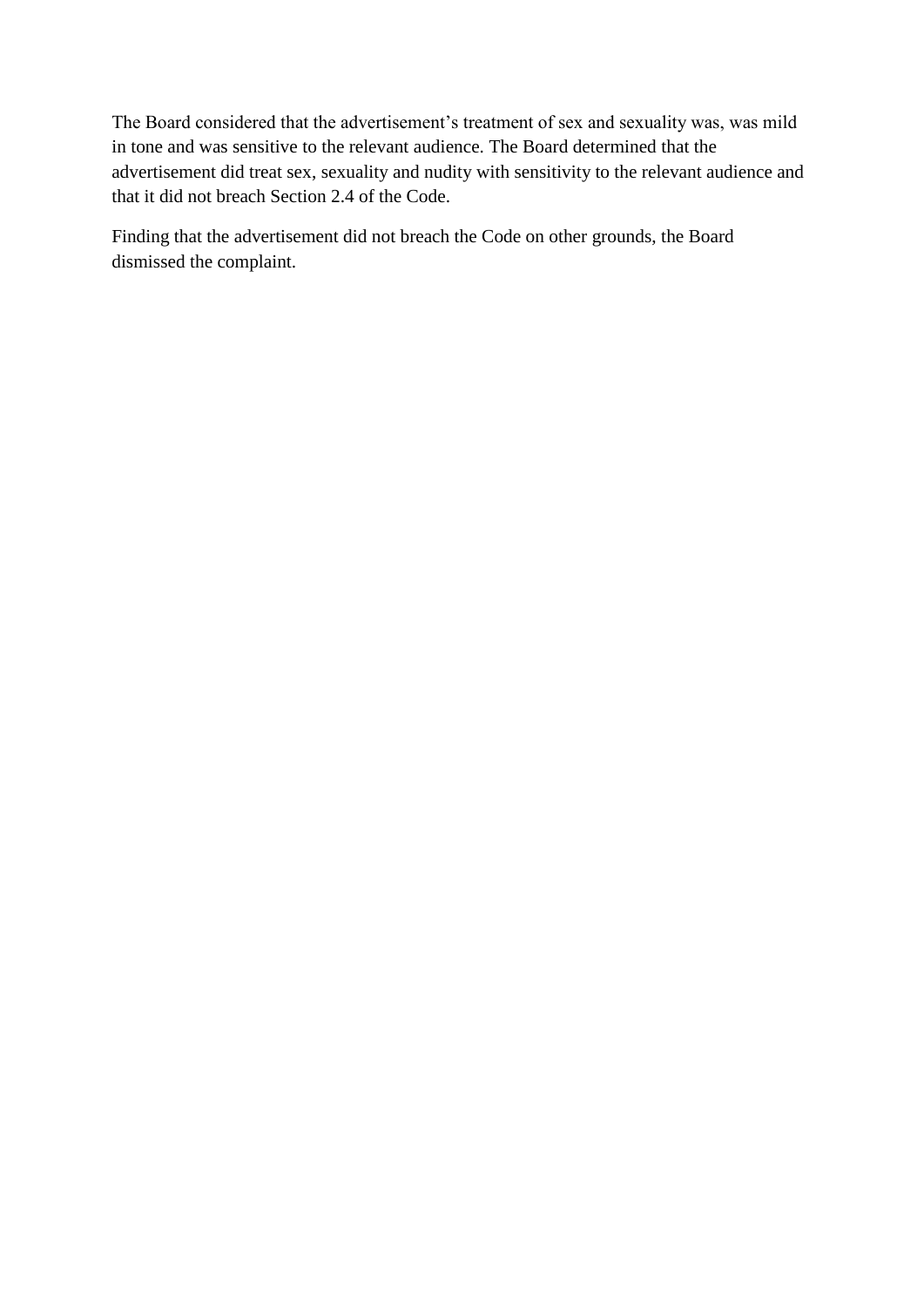The Board considered that the advertisement's treatment of sex and sexuality was, was mild in tone and was sensitive to the relevant audience. The Board determined that the advertisement did treat sex, sexuality and nudity with sensitivity to the relevant audience and that it did not breach Section 2.4 of the Code.

Finding that the advertisement did not breach the Code on other grounds, the Board dismissed the complaint.